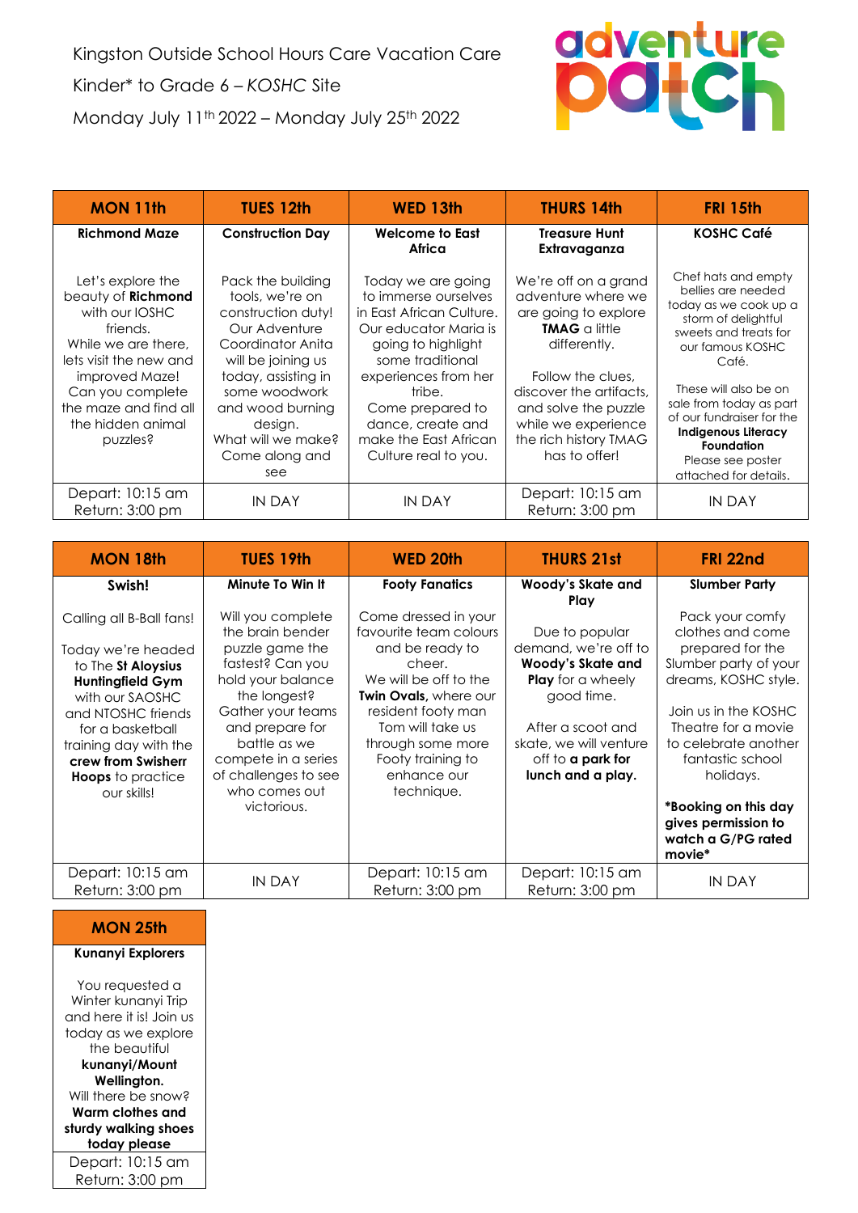Kingston Outside School Hours Care Vacation Care

Kinder* to Grade 6 – *KOSHC* Site

Monday July 11th 2022 – Monday July 25th 2022

adventure patch

| MON 11th | TUES 12th | WED 13th | THURS 14th | FRI 15th |
|---|---|---|---|---|
| **Richmond Maze**<br><br>Let's explore the beauty of **Richmond** with our IOSHC friends.<br>While we are there, lets visit the new and improved Maze!<br>Can you complete the maze and find all the hidden animal puzzles? | **Construction Day**<br><br>Pack the building tools, we're on construction duty!<br>Our Adventure Coordinator Anita will be joining us today, assisting in some woodwork and wood burning design.<br>What will we make? Come along and see | **Welcome to East Africa**<br><br>Today we are going to immerse ourselves in East African Culture. Our educator Maria is going to highlight some traditional experiences from her tribe.<br>Come prepared to dance, create and make the East African Culture real to you. | **Treasure Hunt Extravaganza**<br><br>We're off on a grand adventure where we are going to explore **TMAG** a little differently.<br><br>Follow the clues, discover the artifacts, and solve the puzzle while we experience the rich history TMAG has to offer! | **KOSHC Café**<br><br>Chef hats and empty bellies are needed today as we cook up a storm of delightful sweets and treats for our famous KOSHC Café.<br><br>These will also be on sale from today as part of our fundraiser for the **Indigenous Literacy Foundation**<br>Please see poster attached for details. |
| Depart: 10:15 am<br>Return: 3:00 pm | IN DAY | IN DAY | Depart: 10:15 am<br>Return: 3:00 pm | IN DAY |

| MON 18th | TUES 19th | WED 20th | THURS 21st | FRI 22nd |
|---|---|---|---|---|
| **Swish!**<br><br>Calling all B-Ball fans!<br><br>Today we're headed to The **St Aloysius Huntingfield Gym** with our SAOSHC and NTOSHC friends for a basketball training day with the **crew from Swisherr Hoops** to practice our skills! | **Minute To Win It**<br><br>Will you complete the brain bender puzzle game the fastest? Can you hold your balance the longest? Gather your teams and prepare for battle as we compete in a series of challenges to see who comes out victorious. | **Footy Fanatics**<br><br>Come dressed in your favourite team colours and be ready to cheer.<br>We will be off to the **Twin Ovals**, where our resident footy man Tom will take us through some more Footy training to enhance our technique. | **Woody's Skate and Play**<br><br>Due to popular demand, we're off to **Woody's Skate and Play** for a wheely good time.<br><br>After a scoot and skate, we will venture off to **a park for lunch and a play.** | **Slumber Party**<br><br>Pack your comfy clothes and come prepared for the Slumber party of your dreams, KOSHC style.<br><br>Join us in the KOSHC Theatre for a movie to celebrate another fantastic school holidays.<br><br>**\*Booking on this day gives permission to watch a G/PG rated movie\*** |
| Depart: 10:15 am<br>Return: 3:00 pm | IN DAY | Depart: 10:15 am<br>Return: 3:00 pm | Depart: 10:15 am<br>Return: 3:00 pm | IN DAY |

| MON 25th |
|---|
| **Kunanyi Explorers**<br><br>You requested a Winter kunanyi Trip and here it is! Join us today as we explore the beautiful **kunanyi/Mount Wellington.**<br>Will there be snow?<br>**Warm clothes and sturdy walking shoes today please** |
| Depart: 10:15 am<br>Return: 3:00 pm |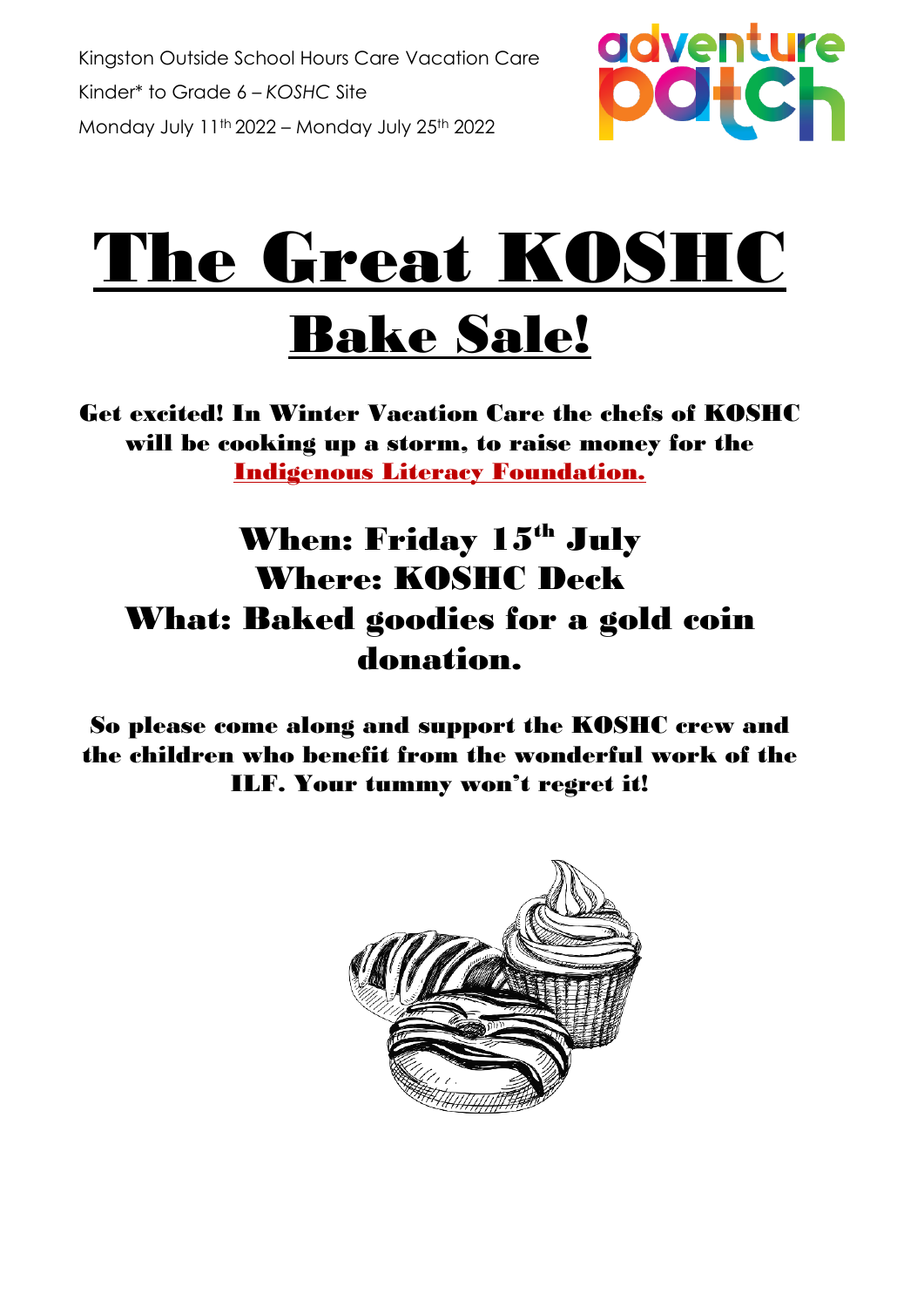Kingston Outside School Hours Care Vacation Care
Kinder* to Grade 6 – *KOSHC* Site
Monday July 11th 2022 – Monday July 25th 2022

# The Great KOSHC

# Bake Sale!

**Get excited! In Winter Vacation Care the chefs of KOSHC will be cooking up a storm, to raise money for the Indigenous Literacy Foundation.**

## When: Friday 15th July
## Where: KOSHC Deck
## What: Baked goodies for a gold coin donation.

**So please come along and support the KOSHC crew and the children who benefit from the wonderful work of the ILF. Your tummy won't regret it!**